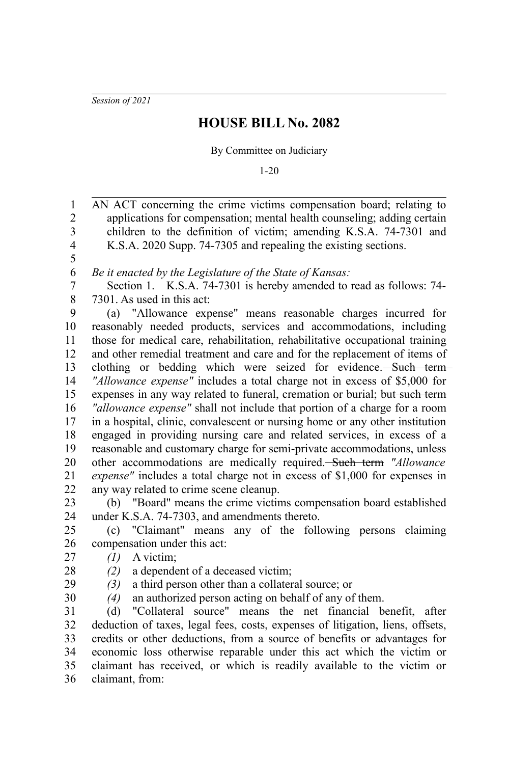*Session of 2021*

# HOUSE BILL No. 2082

By Committee on Judiciary

1-20

AN ACT concerning the crime victims compensation board; relating to applications for compensation; mental health counseling; adding certain children to the definition of victim; amending K.S.A. 74-7301 and K.S.A. 2020 Supp. 74-7305 and repealing the existing sections.

*Be it enacted by the Legislature of the State of Kansas:*

Section 1. K.S.A. 74-7301 is hereby amended to read as follows: 74-7301. As used in this act:

(a) "Allowance expense" means reasonable charges incurred for reasonably needed products, services and accommodations, including those for medical care, rehabilitation, rehabilitative occupational training and other remedial treatment and care and for the replacement of items of clothing or bedding which were seized for evidence. ~~Such term~~ *"Allowance expense"* includes a total charge not in excess of $5,000 for expenses in any way related to funeral, cremation or burial; but ~~such term~~ *"allowance expense"* shall not include that portion of a charge for a room in a hospital, clinic, convalescent or nursing home or any other institution engaged in providing nursing care and related services, in excess of a reasonable and customary charge for semi-private accommodations, unless other accommodations are medically required. ~~Such term~~ *"Allowance expense"* includes a total charge not in excess of $1,000 for expenses in any way related to crime scene cleanup.

(b) "Board" means the crime victims compensation board established under K.S.A. 74-7303, and amendments thereto.

(c) "Claimant" means any of the following persons claiming compensation under this act:

*(1)* A victim;

*(2)* a dependent of a deceased victim;

*(3)* a third person other than a collateral source; or

*(4)* an authorized person acting on behalf of any of them.

(d) "Collateral source" means the net financial benefit, after deduction of taxes, legal fees, costs, expenses of litigation, liens, offsets, credits or other deductions, from a source of benefits or advantages for economic loss otherwise reparable under this act which the victim or claimant has received, or which is readily available to the victim or claimant, from: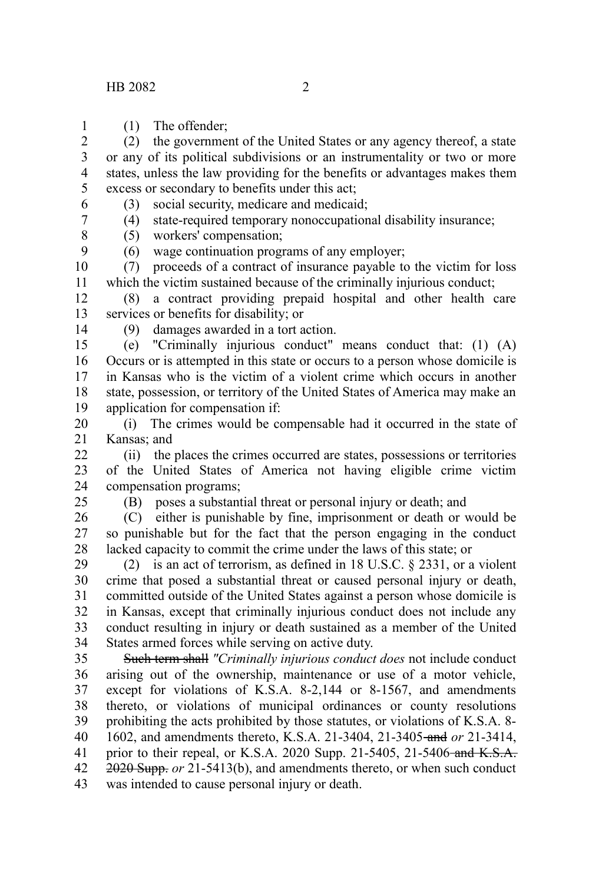(1) The offender;

(2) the government of the United States or any agency thereof, a state or any of its political subdivisions or an instrumentality or two or more states, unless the law providing for the benefits or advantages makes them excess or secondary to benefits under this act;

(3) social security, medicare and medicaid;

(4) state-required temporary nonoccupational disability insurance;

(5) workers' compensation;

(6) wage continuation programs of any employer;

(7) proceeds of a contract of insurance payable to the victim for loss which the victim sustained because of the criminally injurious conduct;

(8) a contract providing prepaid hospital and other health care services or benefits for disability; or

(9) damages awarded in a tort action.

(e) "Criminally injurious conduct" means conduct that: (1) (A) Occurs or is attempted in this state or occurs to a person whose domicile is in Kansas who is the victim of a violent crime which occurs in another state, possession, or territory of the United States of America may make an application for compensation if:

(i) The crimes would be compensable had it occurred in the state of Kansas; and

(ii) the places the crimes occurred are states, possessions or territories of the United States of America not having eligible crime victim compensation programs;

(B) poses a substantial threat or personal injury or death; and

(C) either is punishable by fine, imprisonment or death or would be so punishable but for the fact that the person engaging in the conduct lacked capacity to commit the crime under the laws of this state; or

(2) is an act of terrorism, as defined in 18 U.S.C. § 2331, or a violent crime that posed a substantial threat or caused personal injury or death, committed outside of the United States against a person whose domicile is in Kansas, except that criminally injurious conduct does not include any conduct resulting in injury or death sustained as a member of the United States armed forces while serving on active duty.

~~Such term shall~~ *"Criminally injurious conduct does* not include conduct arising out of the ownership, maintenance or use of a motor vehicle, except for violations of K.S.A. 8-2,144 or 8-1567, and amendments thereto, or violations of municipal ordinances or county resolutions prohibiting the acts prohibited by those statutes, or violations of K.S.A. 8-1602, and amendments thereto, K.S.A. 21-3404, 21-3405 ~~and~~ *or* 21-3414, prior to their repeal, or K.S.A. 2020 Supp. 21-5405, 21-5406 ~~and K.S.A. 2020 Supp.~~ *or* 21-5413(b), and amendments thereto, or when such conduct was intended to cause personal injury or death.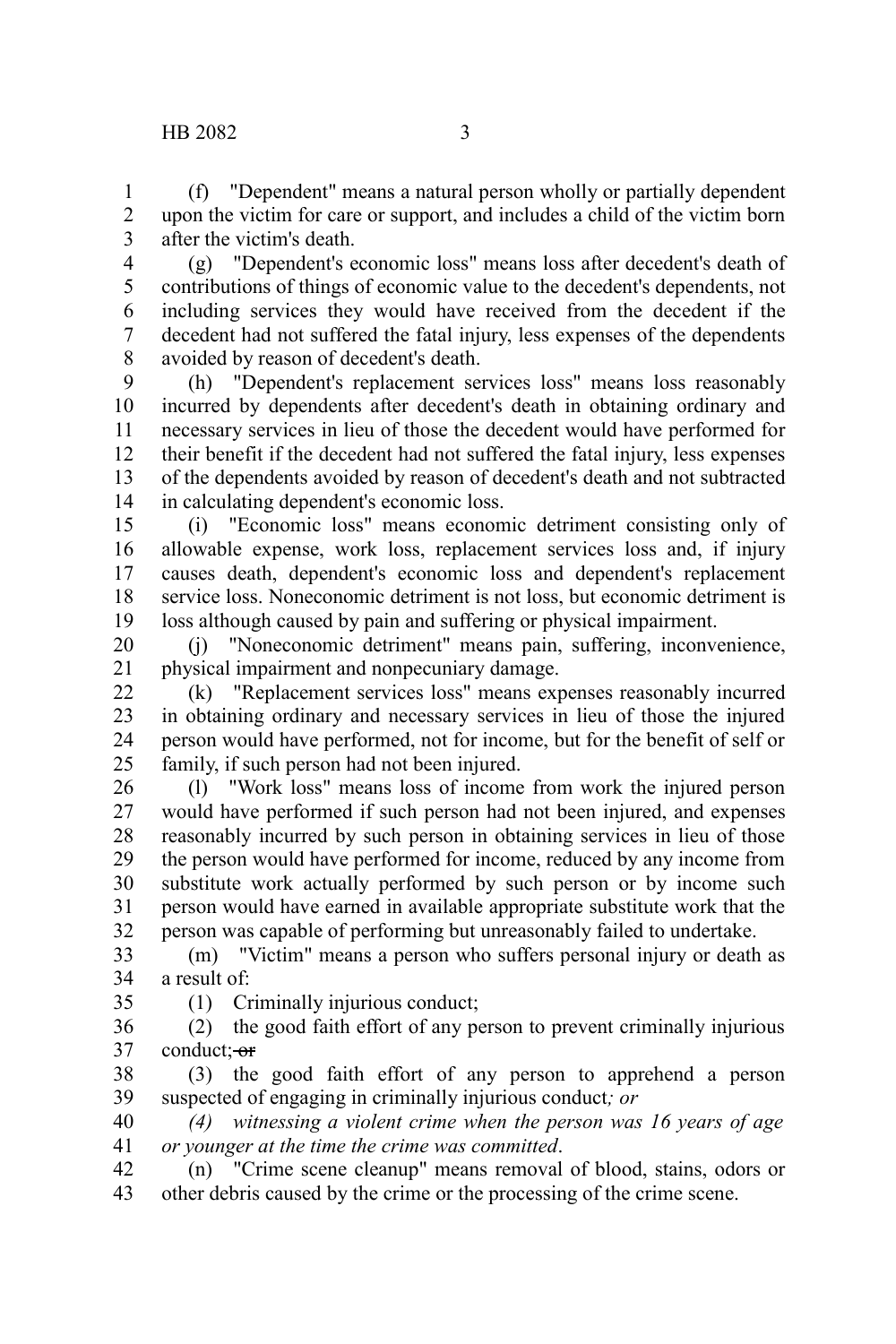(f) "Dependent" means a natural person wholly or partially dependent upon the victim for care or support, and includes a child of the victim born after the victim's death.

(g) "Dependent's economic loss" means loss after decedent's death of contributions of things of economic value to the decedent's dependents, not including services they would have received from the decedent if the decedent had not suffered the fatal injury, less expenses of the dependents avoided by reason of decedent's death.

(h) "Dependent's replacement services loss" means loss reasonably incurred by dependents after decedent's death in obtaining ordinary and necessary services in lieu of those the decedent would have performed for their benefit if the decedent had not suffered the fatal injury, less expenses of the dependents avoided by reason of decedent's death and not subtracted in calculating dependent's economic loss.

(i) "Economic loss" means economic detriment consisting only of allowable expense, work loss, replacement services loss and, if injury causes death, dependent's economic loss and dependent's replacement service loss. Noneconomic detriment is not loss, but economic detriment is loss although caused by pain and suffering or physical impairment.

(j) "Noneconomic detriment" means pain, suffering, inconvenience, physical impairment and nonpecuniary damage.

(k) "Replacement services loss" means expenses reasonably incurred in obtaining ordinary and necessary services in lieu of those the injured person would have performed, not for income, but for the benefit of self or family, if such person had not been injured.

(l) "Work loss" means loss of income from work the injured person would have performed if such person had not been injured, and expenses reasonably incurred by such person in obtaining services in lieu of those the person would have performed for income, reduced by any income from substitute work actually performed by such person or by income such person would have earned in available appropriate substitute work that the person was capable of performing but unreasonably failed to undertake.

(m) "Victim" means a person who suffers personal injury or death as a result of:

(1) Criminally injurious conduct;

(2) the good faith effort of any person to prevent criminally injurious conduct; ~~or~~

(3) the good faith effort of any person to apprehend a person suspected of engaging in criminally injurious conduct*; or*

*(4) witnessing a violent crime when the person was 16 years of age or younger at the time the crime was committed*.

(n) "Crime scene cleanup" means removal of blood, stains, odors or other debris caused by the crime or the processing of the crime scene.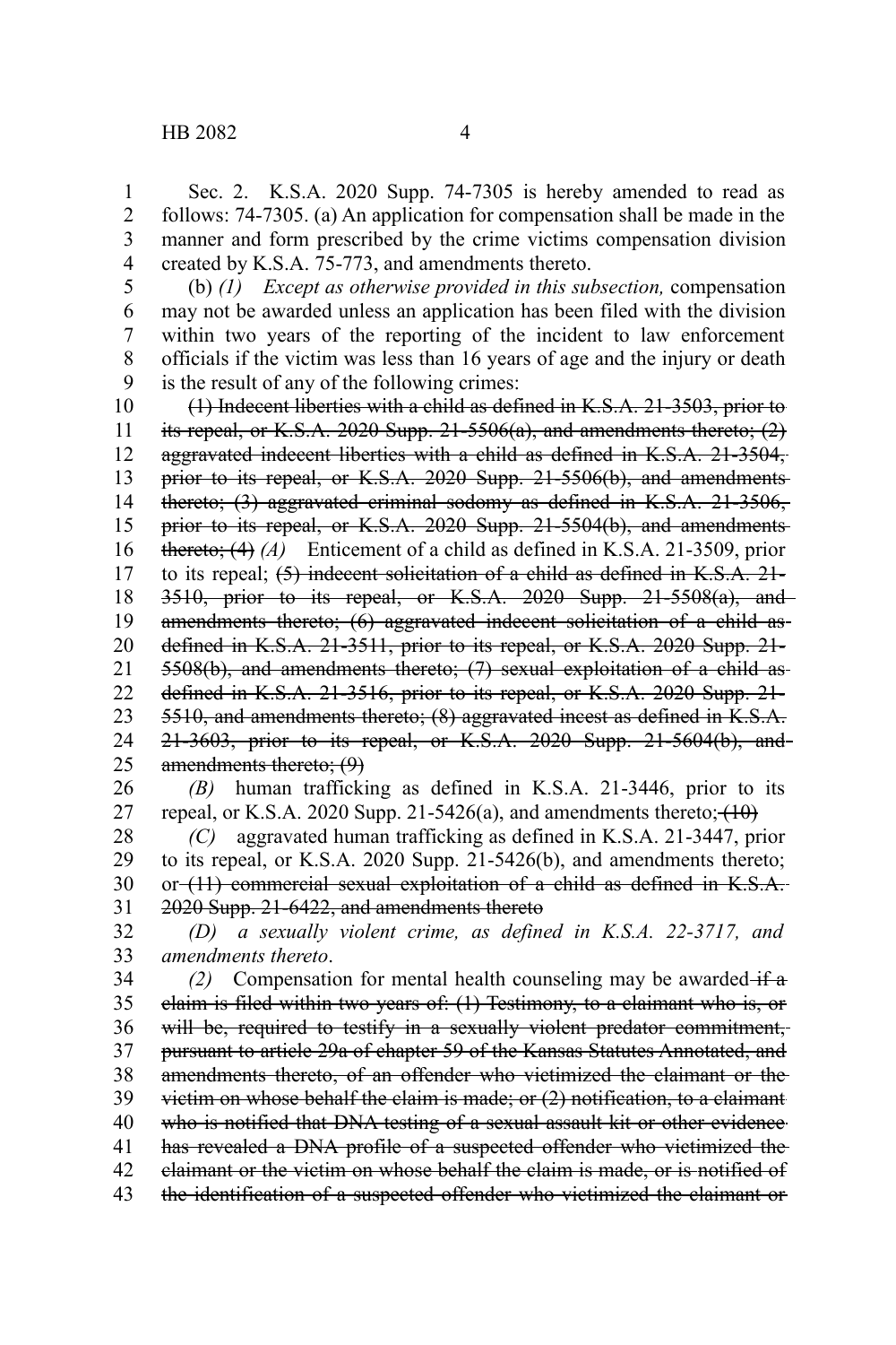Sec. 2. K.S.A. 2020 Supp. 74-7305 is hereby amended to read as follows: 74-7305. (a) An application for compensation shall be made in the manner and form prescribed by the crime victims compensation division created by K.S.A. 75-773, and amendments thereto.

(b) *(1) Except as otherwise provided in this subsection,* compensation may not be awarded unless an application has been filed with the division within two years of the reporting of the incident to law enforcement officials if the victim was less than 16 years of age and the injury or death is the result of any of the following crimes:

~~(1) Indecent liberties with a child as defined in K.S.A. 21-3503, prior to its repeal, or K.S.A. 2020 Supp. 21-5506(a), and amendments thereto; (2) aggravated indecent liberties with a child as defined in K.S.A. 21-3504, prior to its repeal, or K.S.A. 2020 Supp. 21-5506(b), and amendments thereto; (3) aggravated criminal sodomy as defined in K.S.A. 21-3506, prior to its repeal, or K.S.A. 2020 Supp. 21-5504(b), and amendments thereto; (4)~~ *(A)* Enticement of a child as defined in K.S.A. 21-3509, prior to its repeal; ~~(5) indecent solicitation of a child as defined in K.S.A. 21-3510, prior to its repeal, or K.S.A. 2020 Supp. 21-5508(a), and amendments thereto; (6) aggravated indecent solicitation of a child as defined in K.S.A. 21-3511, prior to its repeal, or K.S.A. 2020 Supp. 21-5508(b), and amendments thereto; (7) sexual exploitation of a child as defined in K.S.A. 21-3516, prior to its repeal, or K.S.A. 2020 Supp. 21-5510, and amendments thereto; (8) aggravated incest as defined in K.S.A. 21-3603, prior to its repeal, or K.S.A. 2020 Supp. 21-5604(b), and amendments thereto; (9)~~

*(B)* human trafficking as defined in K.S.A. 21-3446, prior to its repeal, or K.S.A. 2020 Supp. 21-5426(a), and amendments thereto;~~ (10)~~

*(C)* aggravated human trafficking as defined in K.S.A. 21-3447, prior to its repeal, or K.S.A. 2020 Supp. 21-5426(b), and amendments thereto; or ~~(11) commercial sexual exploitation of a child as defined in K.S.A. 2020 Supp. 21-6422, and amendments thereto~~

*(D) a sexually violent crime, as defined in K.S.A. 22-3717, and amendments thereto*.

*(2)* Compensation for mental health counseling may be awarded ~~if a claim is filed within two years of: (1) Testimony, to a claimant who is, or will be, required to testify in a sexually violent predator commitment, pursuant to article 29a of chapter 59 of the Kansas Statutes Annotated, and amendments thereto, of an offender who victimized the claimant or the victim on whose behalf the claim is made; or (2) notification, to a claimant who is notified that DNA testing of a sexual assault kit or other evidence has revealed a DNA profile of a suspected offender who victimized the claimant or the victim on whose behalf the claim is made, or is notified of the identification of a suspected offender who victimized the claimant or~~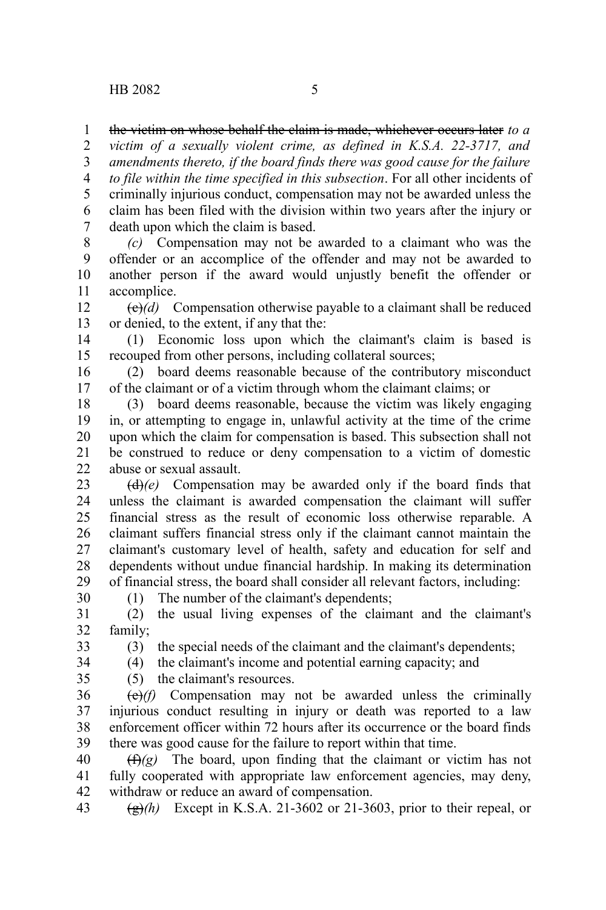~~the victim on whose behalf the claim is made, whichever occurs later~~ *to a victim of a sexually violent crime, as defined in K.S.A. 22-3717, and amendments thereto, if the board finds there was good cause for the failure to file within the time specified in this subsection*. For all other incidents of criminally injurious conduct, compensation may not be awarded unless the claim has been filed with the division within two years after the injury or death upon which the claim is based.

*(c)* Compensation may not be awarded to a claimant who was the offender or an accomplice of the offender and may not be awarded to another person if the award would unjustly benefit the offender or accomplice.

~~(c)~~*(d)* Compensation otherwise payable to a claimant shall be reduced or denied, to the extent, if any that the:

(1) Economic loss upon which the claimant's claim is based is recouped from other persons, including collateral sources;

(2) board deems reasonable because of the contributory misconduct of the claimant or of a victim through whom the claimant claims; or

(3) board deems reasonable, because the victim was likely engaging in, or attempting to engage in, unlawful activity at the time of the crime upon which the claim for compensation is based. This subsection shall not be construed to reduce or deny compensation to a victim of domestic abuse or sexual assault.

~~(d)~~*(e)* Compensation may be awarded only if the board finds that unless the claimant is awarded compensation the claimant will suffer financial stress as the result of economic loss otherwise reparable. A claimant suffers financial stress only if the claimant cannot maintain the claimant's customary level of health, safety and education for self and dependents without undue financial hardship. In making its determination of financial stress, the board shall consider all relevant factors, including:

(1) The number of the claimant's dependents;

(2) the usual living expenses of the claimant and the claimant's family;

(3) the special needs of the claimant and the claimant's dependents;

(4) the claimant's income and potential earning capacity; and

(5) the claimant's resources.

~~(e)~~*(f)* Compensation may not be awarded unless the criminally injurious conduct resulting in injury or death was reported to a law enforcement officer within 72 hours after its occurrence or the board finds there was good cause for the failure to report within that time.

~~(f)~~*(g)* The board, upon finding that the claimant or victim has not fully cooperated with appropriate law enforcement agencies, may deny, withdraw or reduce an award of compensation.

~~(g)~~*(h)* Except in K.S.A. 21-3602 or 21-3603, prior to their repeal, or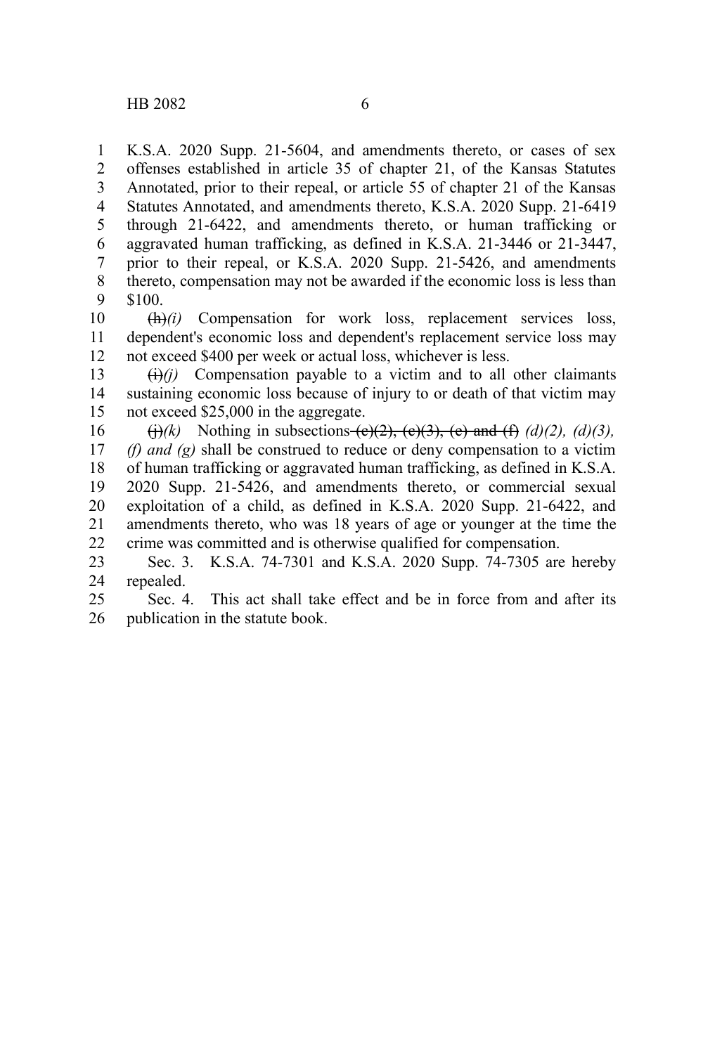K.S.A. 2020 Supp. 21-5604, and amendments thereto, or cases of sex offenses established in article 35 of chapter 21, of the Kansas Statutes Annotated, prior to their repeal, or article 55 of chapter 21 of the Kansas Statutes Annotated, and amendments thereto, K.S.A. 2020 Supp. 21-6419 through 21-6422, and amendments thereto, or human trafficking or aggravated human trafficking, as defined in K.S.A. 21-3446 or 21-3447, prior to their repeal, or K.S.A. 2020 Supp. 21-5426, and amendments thereto, compensation may not be awarded if the economic loss is less than $100.

~~(h)~~*(i)* Compensation for work loss, replacement services loss, dependent's economic loss and dependent's replacement service loss may not exceed $400 per week or actual loss, whichever is less.

~~(i)~~*(j)* Compensation payable to a victim and to all other claimants sustaining economic loss because of injury to or death of that victim may not exceed $25,000 in the aggregate.

~~(j)~~*(k)* Nothing in subsections ~~(c)(2), (c)(3), (e) and (f)~~ *(d)(2), (d)(3), (f) and (g)* shall be construed to reduce or deny compensation to a victim of human trafficking or aggravated human trafficking, as defined in K.S.A. 2020 Supp. 21-5426, and amendments thereto, or commercial sexual exploitation of a child, as defined in K.S.A. 2020 Supp. 21-6422, and amendments thereto, who was 18 years of age or younger at the time the crime was committed and is otherwise qualified for compensation.

Sec. 3. K.S.A. 74-7301 and K.S.A. 2020 Supp. 74-7305 are hereby repealed.

Sec. 4. This act shall take effect and be in force from and after its publication in the statute book.